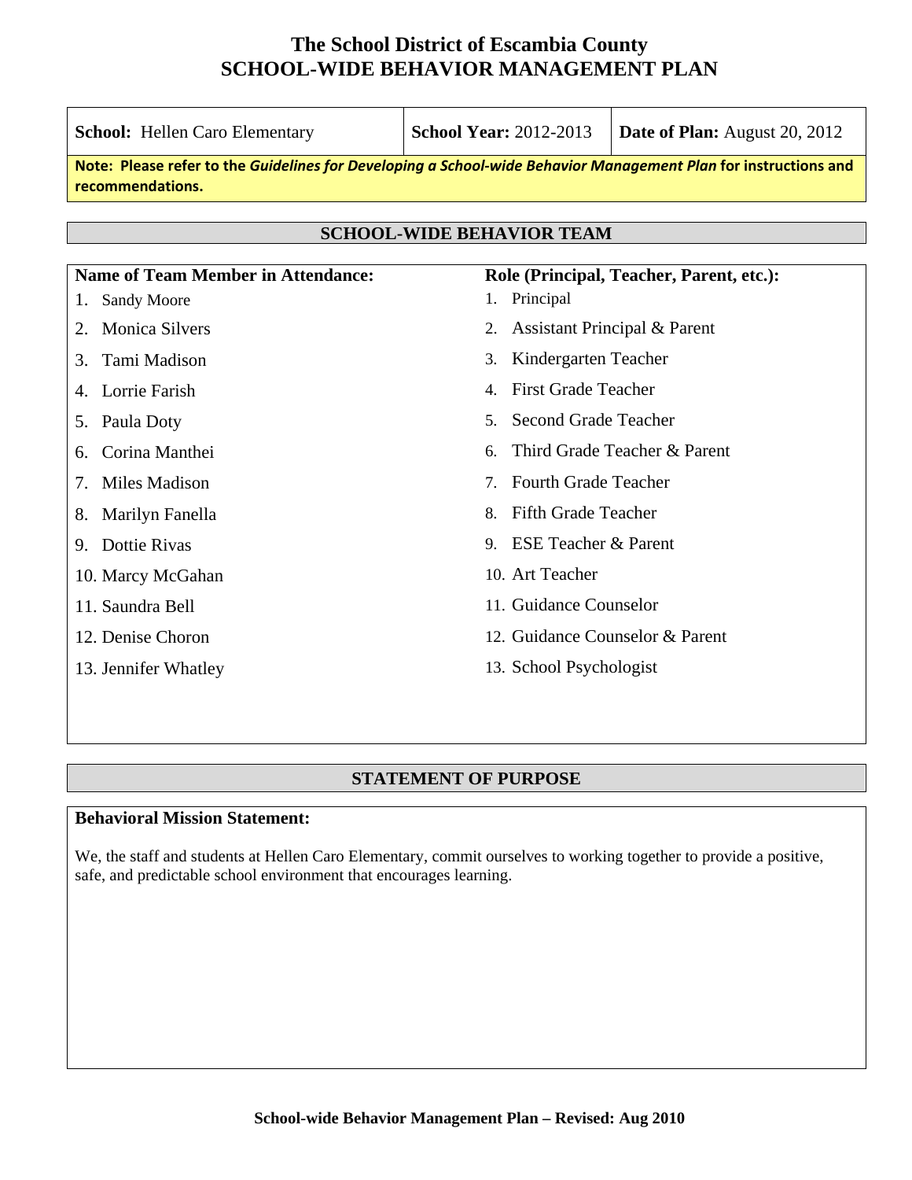# The School District of Escambia County
# SCHOOL-WIDE BEHAVIOR MANAGEMENT PLAN

| **School:** Hellen Caro Elementary | **School Year:** 2012-2013 | **Date of Plan:** August 20, 2012 |
|---|---|---|

**Note: Please refer to the *Guidelines for Developing a School-wide Behavior Management Plan* for instructions and recommendations.**

## SCHOOL-WIDE BEHAVIOR TEAM

| Name of Team Member in Attendance: | Role (Principal, Teacher, Parent, etc.): |
|---|---|
| 1. Sandy Moore | 1. Principal |
| 2. Monica Silvers | 2. Assistant Principal & Parent |
| 3. Tami Madison | 3. Kindergarten Teacher |
| 4. Lorrie Farish | 4. First Grade Teacher |
| 5. Paula Doty | 5. Second Grade Teacher |
| 6. Corina Manthei | 6. Third Grade Teacher & Parent |
| 7. Miles Madison | 7. Fourth Grade Teacher |
| 8. Marilyn Fanella | 8. Fifth Grade Teacher |
| 9. Dottie Rivas | 9. ESE Teacher & Parent |
| 10. Marcy McGahan | 10. Art Teacher |
| 11. Saundra Bell | 11. Guidance Counselor |
| 12. Denise Choron | 12. Guidance Counselor & Parent |
| 13. Jennifer Whatley | 13. School Psychologist |

## STATEMENT OF PURPOSE

**Behavioral Mission Statement:**

We, the staff and students at Hellen Caro Elementary, commit ourselves to working together to provide a positive, safe, and predictable school environment that encourages learning.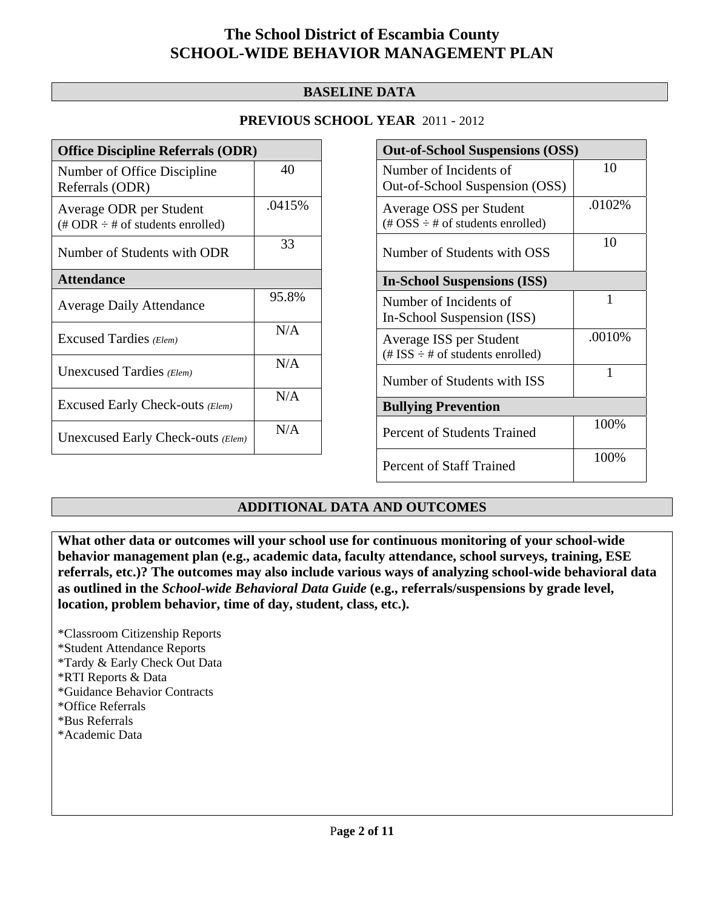# The School District of Escambia County
# SCHOOL-WIDE BEHAVIOR MANAGEMENT PLAN

## BASELINE DATA

### PREVIOUS SCHOOL YEAR 2011 - 2012

| Office Discipline Referrals (ODR) | |
|---|---|
| Number of Office Discipline Referrals (ODR) | 40 |
| Average ODR per Student (# ODR ÷ # of students enrolled) | .0415% |
| Number of Students with ODR | 33 |
| **Attendance** | |
| Average Daily Attendance | 95.8% |
| Excused Tardies *(Elem)* | N/A |
| Unexcused Tardies *(Elem)* | N/A |
| Excused Early Check-outs *(Elem)* | N/A |
| Unexcused Early Check-outs *(Elem)* | N/A |

| Out-of-School Suspensions (OSS) | |
|---|---|
| Number of Incidents of Out-of-School Suspension (OSS) | 10 |
| Average OSS per Student (# OSS ÷ # of students enrolled) | .0102% |
| Number of Students with OSS | 10 |
| **In-School Suspensions (ISS)** | |
| Number of Incidents of In-School Suspension (ISS) | 1 |
| Average ISS per Student (# ISS ÷ # of students enrolled) | .0010% |
| Number of Students with ISS | 1 |
| **Bullying Prevention** | |
| Percent of Students Trained | 100% |
| Percent of Staff Trained | 100% |

## ADDITIONAL DATA AND OUTCOMES

**What other data or outcomes will your school use for continuous monitoring of your school-wide behavior management plan (e.g., academic data, faculty attendance, school surveys, training, ESE referrals, etc.)? The outcomes may also include various ways of analyzing school-wide behavioral data as outlined in the *School-wide Behavioral Data Guide* (e.g., referrals/suspensions by grade level, location, problem behavior, time of day, student, class, etc.).**

*Classroom Citizenship Reports
*Student Attendance Reports
*Tardy & Early Check Out Data
*RTI Reports & Data
*Guidance Behavior Contracts
*Office Referrals
*Bus Referrals
*Academic Data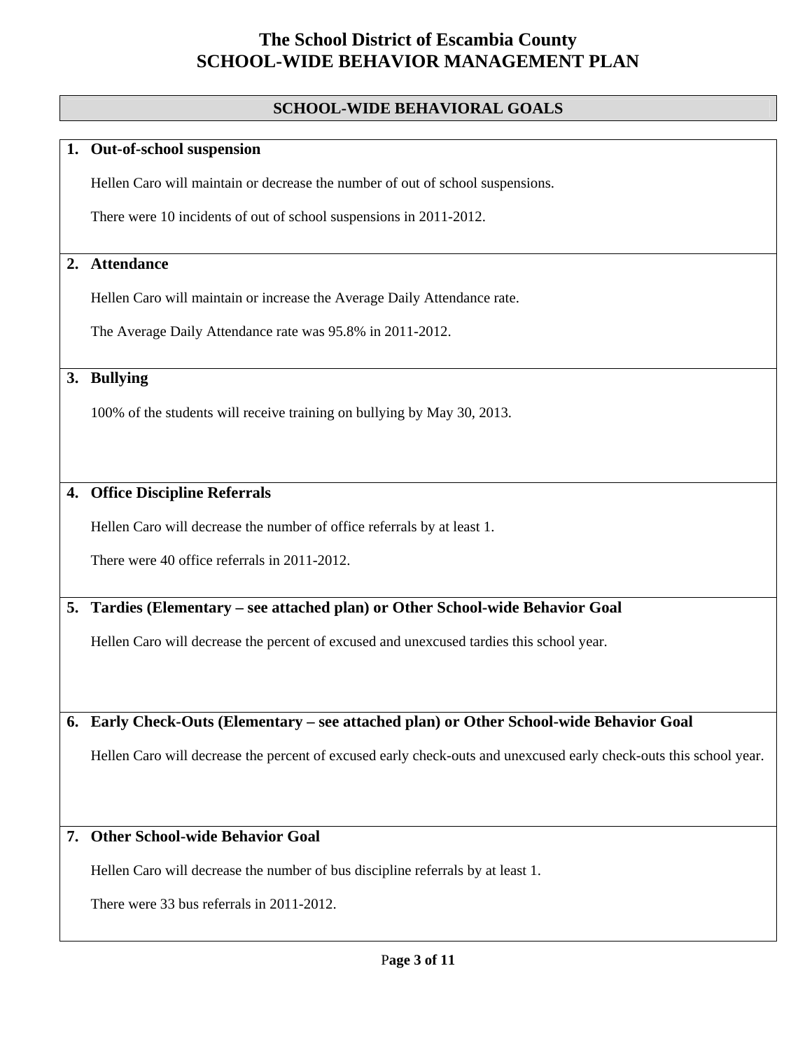# The School District of Escambia County
# SCHOOL-WIDE BEHAVIOR MANAGEMENT PLAN

## SCHOOL-WIDE BEHAVIORAL GOALS

### 1. Out-of-school suspension

Hellen Caro will maintain or decrease the number of out of school suspensions.

There were 10 incidents of out of school suspensions in 2011-2012.

### 2. Attendance

Hellen Caro will maintain or increase the Average Daily Attendance rate.

The Average Daily Attendance rate was 95.8% in 2011-2012.

### 3. Bullying

100% of the students will receive training on bullying by May 30, 2013.

### 4. Office Discipline Referrals

Hellen Caro will decrease the number of office referrals by at least 1.

There were 40 office referrals in 2011-2012.

### 5. Tardies (Elementary – see attached plan) or Other School-wide Behavior Goal

Hellen Caro will decrease the percent of excused and unexcused tardies this school year.

### 6. Early Check-Outs (Elementary – see attached plan) or Other School-wide Behavior Goal

Hellen Caro will decrease the percent of excused early check-outs and unexcused early check-outs this school year.

### 7. Other School-wide Behavior Goal

Hellen Caro will decrease the number of bus discipline referrals by at least 1.

There were 33 bus referrals in 2011-2012.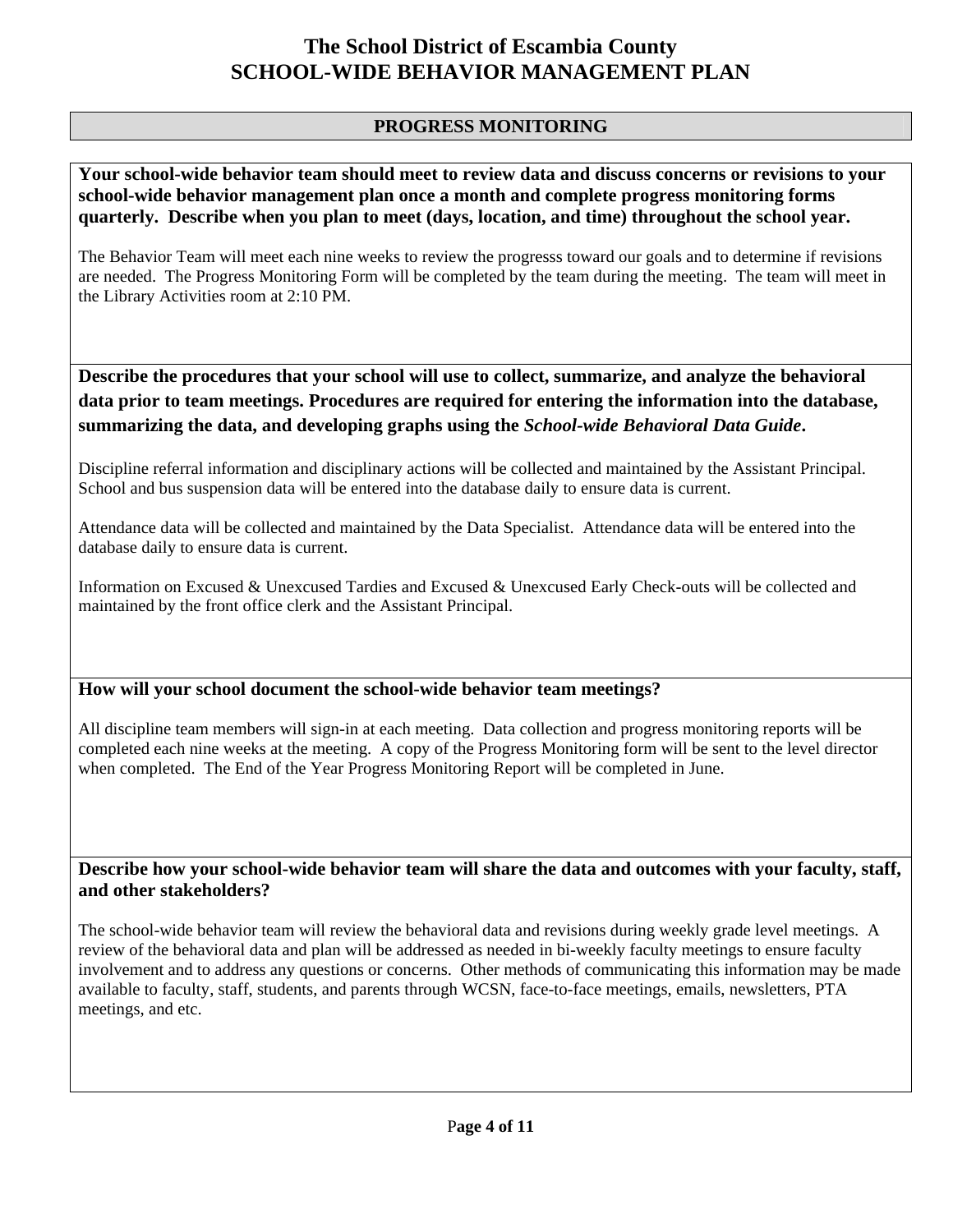# The School District of Escambia County
# SCHOOL-WIDE BEHAVIOR MANAGEMENT PLAN

## PROGRESS MONITORING

**Your school-wide behavior team should meet to review data and discuss concerns or revisions to your school-wide behavior management plan once a month and complete progress monitoring forms quarterly. Describe when you plan to meet (days, location, and time) throughout the school year.**

The Behavior Team will meet each nine weeks to review the progresss toward our goals and to determine if revisions are needed. The Progress Monitoring Form will be completed by the team during the meeting. The team will meet in the Library Activities room at 2:10 PM.

**Describe the procedures that your school will use to collect, summarize, and analyze the behavioral data prior to team meetings. Procedures are required for entering the information into the database, summarizing the data, and developing graphs using the *School-wide Behavioral Data Guide*.**

Discipline referral information and disciplinary actions will be collected and maintained by the Assistant Principal. School and bus suspension data will be entered into the database daily to ensure data is current.

Attendance data will be collected and maintained by the Data Specialist. Attendance data will be entered into the database daily to ensure data is current.

Information on Excused & Unexcused Tardies and Excused & Unexcused Early Check-outs will be collected and maintained by the front office clerk and the Assistant Principal.

**How will your school document the school-wide behavior team meetings?**

All discipline team members will sign-in at each meeting. Data collection and progress monitoring reports will be completed each nine weeks at the meeting. A copy of the Progress Monitoring form will be sent to the level director when completed. The End of the Year Progress Monitoring Report will be completed in June.

**Describe how your school-wide behavior team will share the data and outcomes with your faculty, staff, and other stakeholders?**

The school-wide behavior team will review the behavioral data and revisions during weekly grade level meetings. A review of the behavioral data and plan will be addressed as needed in bi-weekly faculty meetings to ensure faculty involvement and to address any questions or concerns. Other methods of communicating this information may be made available to faculty, staff, students, and parents through WCSN, face-to-face meetings, emails, newsletters, PTA meetings, and etc.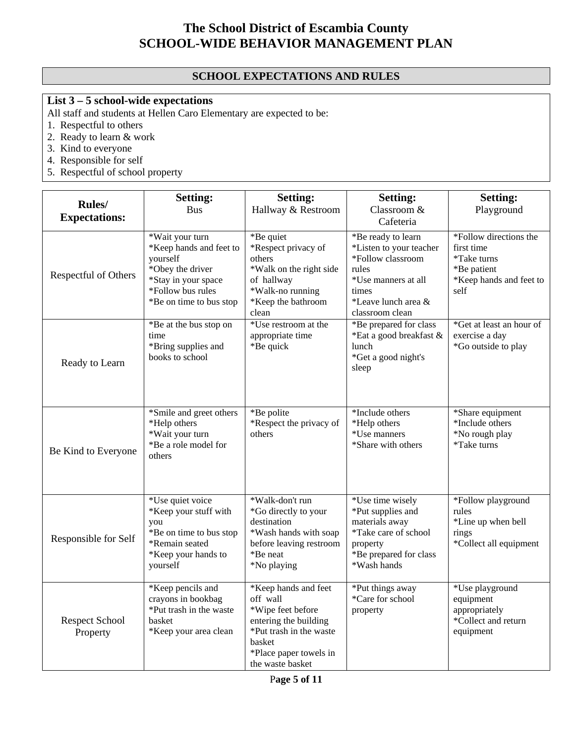# The School District of Escambia County
# SCHOOL-WIDE BEHAVIOR MANAGEMENT PLAN

## SCHOOL EXPECTATIONS AND RULES

**List 3 – 5 school-wide expectations**

All staff and students at Hellen Caro Elementary are expected to be:

1. Respectful to others
2. Ready to learn & work
3. Kind to everyone
4. Responsible for self
5. Respectful of school property

| **Rules/ Expectations:** | **Setting:** Bus | **Setting:** Hallway & Restroom | **Setting:** Classroom & Cafeteria | **Setting:** Playground |
|---|---|---|---|---|
| Respectful of Others | *Wait your turn<br>*Keep hands and feet to yourself<br>*Obey the driver<br>*Stay in your space<br>*Follow bus rules<br>*Be on time to bus stop | *Be quiet<br>*Respect privacy of others<br>*Walk on the right side of hallway<br>*Walk-no running<br>*Keep the bathroom clean | *Be ready to learn<br>*Listen to your teacher<br>*Follow classroom rules<br>*Use manners at all times<br>*Leave lunch area & classroom clean | *Follow directions the first time<br>*Take turns<br>*Be patient<br>*Keep hands and feet to self |
| Ready to Learn | *Be at the bus stop on time<br>*Bring supplies and books to school | *Use restroom at the appropriate time<br>*Be quick | *Be prepared for class<br>*Eat a good breakfast & lunch<br>*Get a good night's sleep | *Get at least an hour of exercise a day<br>*Go outside to play |
| Be Kind to Everyone | *Smile and greet others<br>*Help others<br>*Wait your turn<br>*Be a role model for others | *Be polite<br>*Respect the privacy of others | *Include others<br>*Help others<br>*Use manners<br>*Share with others | *Share equipment<br>*Include others<br>*No rough play<br>*Take turns |
| Responsible for Self | *Use quiet voice<br>*Keep your stuff with you<br>*Be on time to bus stop<br>*Remain seated<br>*Keep your hands to yourself | *Walk-don't run<br>*Go directly to your destination<br>*Wash hands with soap before leaving restroom<br>*Be neat<br>*No playing | *Use time wisely<br>*Put supplies and materials away<br>*Take care of school property<br>*Be prepared for class<br>*Wash hands | *Follow playground rules<br>*Line up when bell rings<br>*Collect all equipment |
| Respect School Property | *Keep pencils and crayons in bookbag<br>*Put trash in the waste basket<br>*Keep your area clean | *Keep hands and feet off wall<br>*Wipe feet before entering the building<br>*Put trash in the waste basket<br>*Place paper towels in the waste basket | *Put things away<br>*Care for school property | *Use playground equipment appropriately<br>*Collect and return equipment |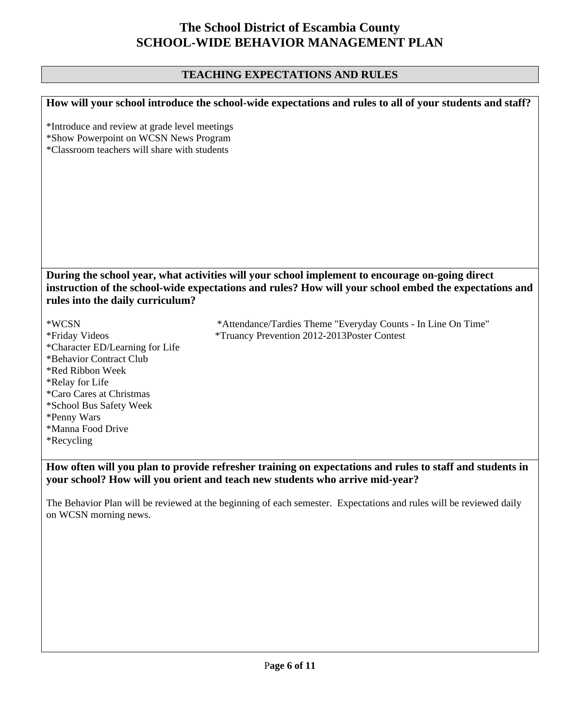# The School District of Escambia County
# SCHOOL-WIDE BEHAVIOR MANAGEMENT PLAN

## TEACHING EXPECTATIONS AND RULES

**How will your school introduce the school-wide expectations and rules to all of your students and staff?**

*Introduce and review at grade level meetings
*Show Powerpoint on WCSN News Program
*Classroom teachers will share with students

**During the school year, what activities will your school implement to encourage on-going direct instruction of the school-wide expectations and rules? How will your school embed the expectations and rules into the daily curriculum?**

*WCSN
*Friday Videos
*Character ED/Learning for Life
*Behavior Contract Club
*Red Ribbon Week
*Relay for Life
*Caro Cares at Christmas
*School Bus Safety Week
*Penny Wars
*Manna Food Drive
*Recycling
*Attendance/Tardies Theme "Everyday Counts - In Line On Time"
*Truancy Prevention 2012-2013Poster Contest

**How often will you plan to provide refresher training on expectations and rules to staff and students in your school? How will you orient and teach new students who arrive mid-year?**

The Behavior Plan will be reviewed at the beginning of each semester. Expectations and rules will be reviewed daily on WCSN morning news.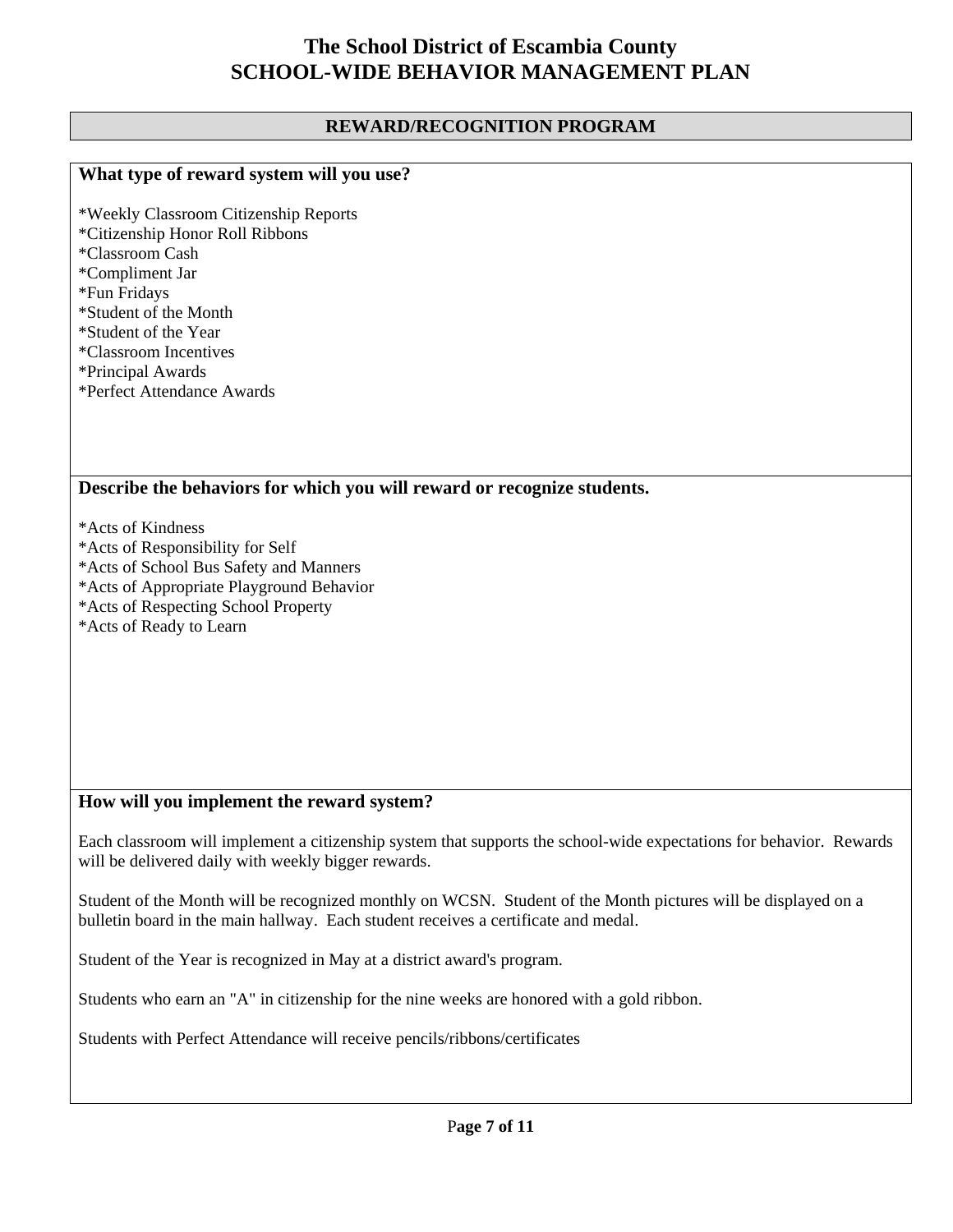# The School District of Escambia County
# SCHOOL-WIDE BEHAVIOR MANAGEMENT PLAN

## REWARD/RECOGNITION PROGRAM

### What type of reward system will you use?

*Weekly Classroom Citizenship Reports
*Citizenship Honor Roll Ribbons
*Classroom Cash
*Compliment Jar
*Fun Fridays
*Student of the Month
*Student of the Year
*Classroom Incentives
*Principal Awards
*Perfect Attendance Awards

### Describe the behaviors for which you will reward or recognize students.

*Acts of Kindness
*Acts of Responsibility for Self
*Acts of School Bus Safety and Manners
*Acts of Appropriate Playground Behavior
*Acts of Respecting School Property
*Acts of Ready to Learn

### How will you implement the reward system?

Each classroom will implement a citizenship system that supports the school-wide expectations for behavior. Rewards will be delivered daily with weekly bigger rewards.

Student of the Month will be recognized monthly on WCSN. Student of the Month pictures will be displayed on a bulletin board in the main hallway. Each student receives a certificate and medal.

Student of the Year is recognized in May at a district award's program.

Students who earn an "A" in citizenship for the nine weeks are honored with a gold ribbon.

Students with Perfect Attendance will receive pencils/ribbons/certificates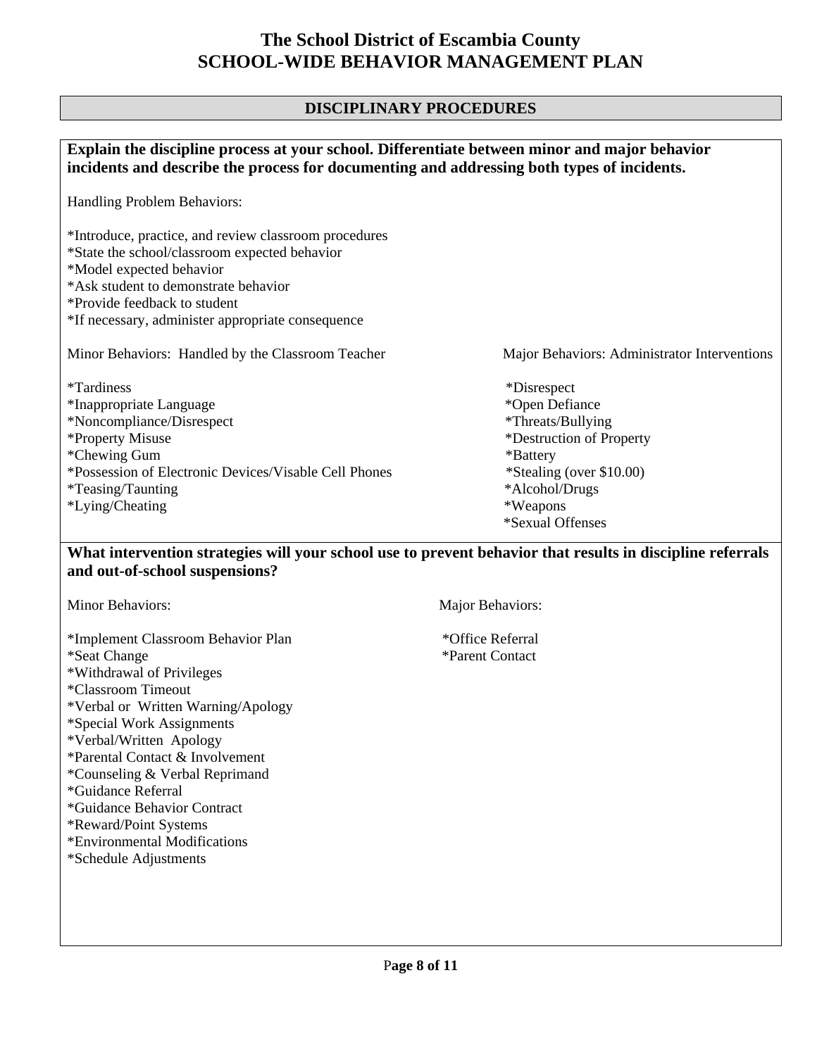# The School District of Escambia County
# SCHOOL-WIDE BEHAVIOR MANAGEMENT PLAN

## DISCIPLINARY PROCEDURES

**Explain the discipline process at your school. Differentiate between minor and major behavior incidents and describe the process for documenting and addressing both types of incidents.**

Handling Problem Behaviors:

*Introduce, practice, and review classroom procedures
*State the school/classroom expected behavior
*Model expected behavior
*Ask student to demonstrate behavior
*Provide feedback to student
*If necessary, administer appropriate consequence

| Minor Behaviors: Handled by the Classroom Teacher | Major Behaviors: Administrator Interventions |
|---|---|
| *Tardiness | *Disrespect |
| *Inappropriate Language | *Open Defiance |
| *Noncompliance/Disrespect | *Threats/Bullying |
| *Property Misuse | *Destruction of Property |
| *Chewing Gum | *Battery |
| *Possession of Electronic Devices/Visable Cell Phones | *Stealing (over $10.00) |
| *Teasing/Taunting | *Alcohol/Drugs |
| *Lying/Cheating | *Weapons |
| | *Sexual Offenses |

**What intervention strategies will your school use to prevent behavior that results in discipline referrals and out-of-school suspensions?**

| Minor Behaviors: | Major Behaviors: |
|---|---|
| *Implement Classroom Behavior Plan | *Office Referral |
| *Seat Change | *Parent Contact |
| *Withdrawal of Privileges | |
| *Classroom Timeout | |
| *Verbal or Written Warning/Apology | |
| *Special Work Assignments | |
| *Verbal/Written Apology | |
| *Parental Contact & Involvement | |
| *Counseling & Verbal Reprimand | |
| *Guidance Referral | |
| *Guidance Behavior Contract | |
| *Reward/Point Systems | |
| *Environmental Modifications | |
| *Schedule Adjustments | |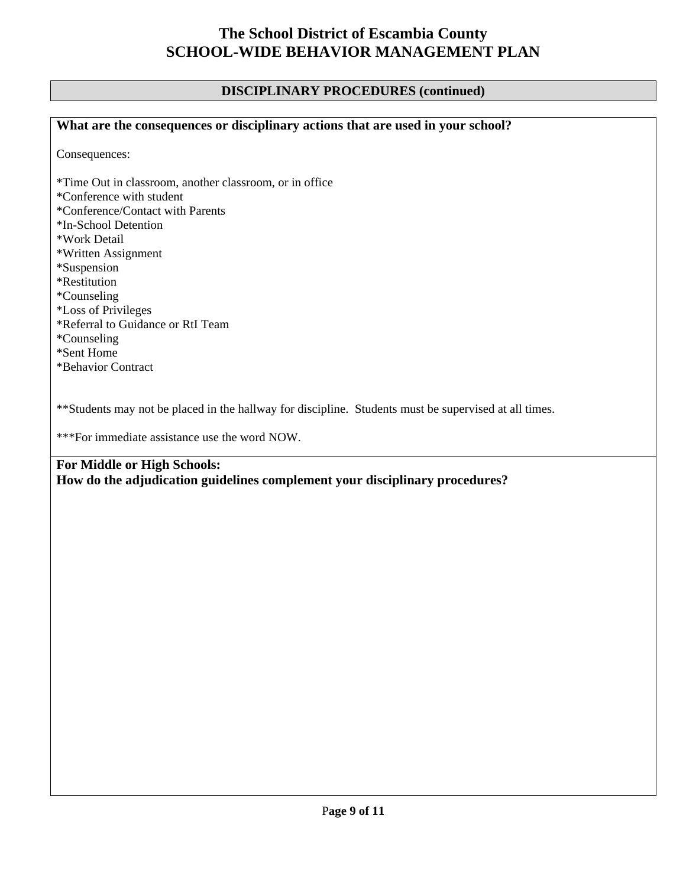# The School District of Escambia County
# SCHOOL-WIDE BEHAVIOR MANAGEMENT PLAN

## DISCIPLINARY PROCEDURES (continued)

**What are the consequences or disciplinary actions that are used in your school?**

Consequences:

*Time Out in classroom, another classroom, or in office
*Conference with student
*Conference/Contact with Parents
*In-School Detention
*Work Detail
*Written Assignment
*Suspension
*Restitution
*Counseling
*Loss of Privileges
*Referral to Guidance or RtI Team
*Counseling
*Sent Home
*Behavior Contract

**Students may not be placed in the hallway for discipline. Students must be supervised at all times.

***For immediate assistance use the word NOW.

**For Middle or High Schools:**
**How do the adjudication guidelines complement your disciplinary procedures?**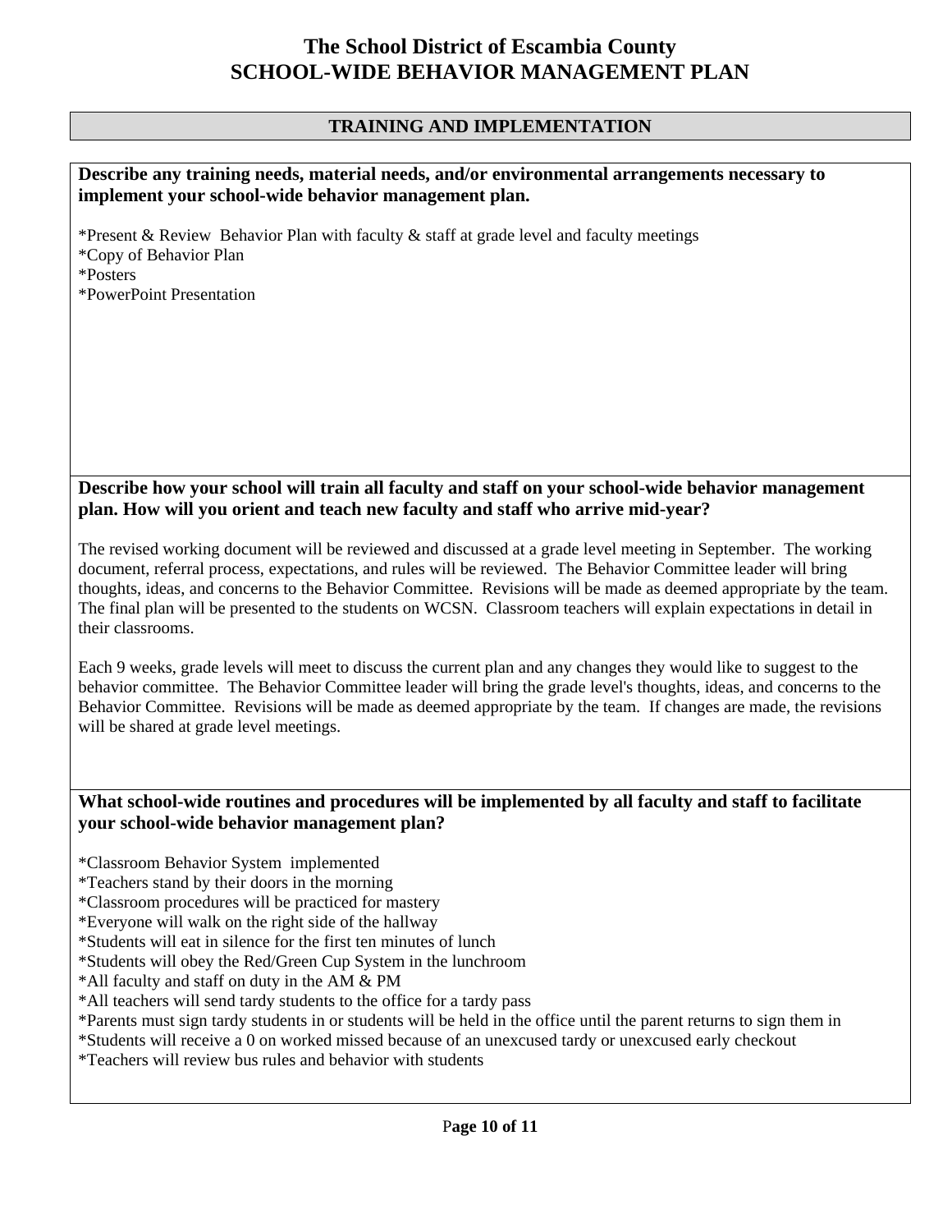# The School District of Escambia County
# SCHOOL-WIDE BEHAVIOR MANAGEMENT PLAN

## TRAINING AND IMPLEMENTATION

**Describe any training needs, material needs, and/or environmental arrangements necessary to implement your school-wide behavior management plan.**

*Present & Review Behavior Plan with faculty & staff at grade level and faculty meetings
*Copy of Behavior Plan
*Posters
*PowerPoint Presentation

**Describe how your school will train all faculty and staff on your school-wide behavior management plan. How will you orient and teach new faculty and staff who arrive mid-year?**

The revised working document will be reviewed and discussed at a grade level meeting in September. The working document, referral process, expectations, and rules will be reviewed. The Behavior Committee leader will bring thoughts, ideas, and concerns to the Behavior Committee. Revisions will be made as deemed appropriate by the team. The final plan will be presented to the students on WCSN. Classroom teachers will explain expectations in detail in their classrooms.

Each 9 weeks, grade levels will meet to discuss the current plan and any changes they would like to suggest to the behavior committee. The Behavior Committee leader will bring the grade level's thoughts, ideas, and concerns to the Behavior Committee. Revisions will be made as deemed appropriate by the team. If changes are made, the revisions will be shared at grade level meetings.

**What school-wide routines and procedures will be implemented by all faculty and staff to facilitate your school-wide behavior management plan?**

*Classroom Behavior System implemented
*Teachers stand by their doors in the morning
*Classroom procedures will be practiced for mastery
*Everyone will walk on the right side of the hallway
*Students will eat in silence for the first ten minutes of lunch
*Students will obey the Red/Green Cup System in the lunchroom
*All faculty and staff on duty in the AM & PM
*All teachers will send tardy students to the office for a tardy pass
*Parents must sign tardy students in or students will be held in the office until the parent returns to sign them in
*Students will receive a 0 on worked missed because of an unexcused tardy or unexcused early checkout
*Teachers will review bus rules and behavior with students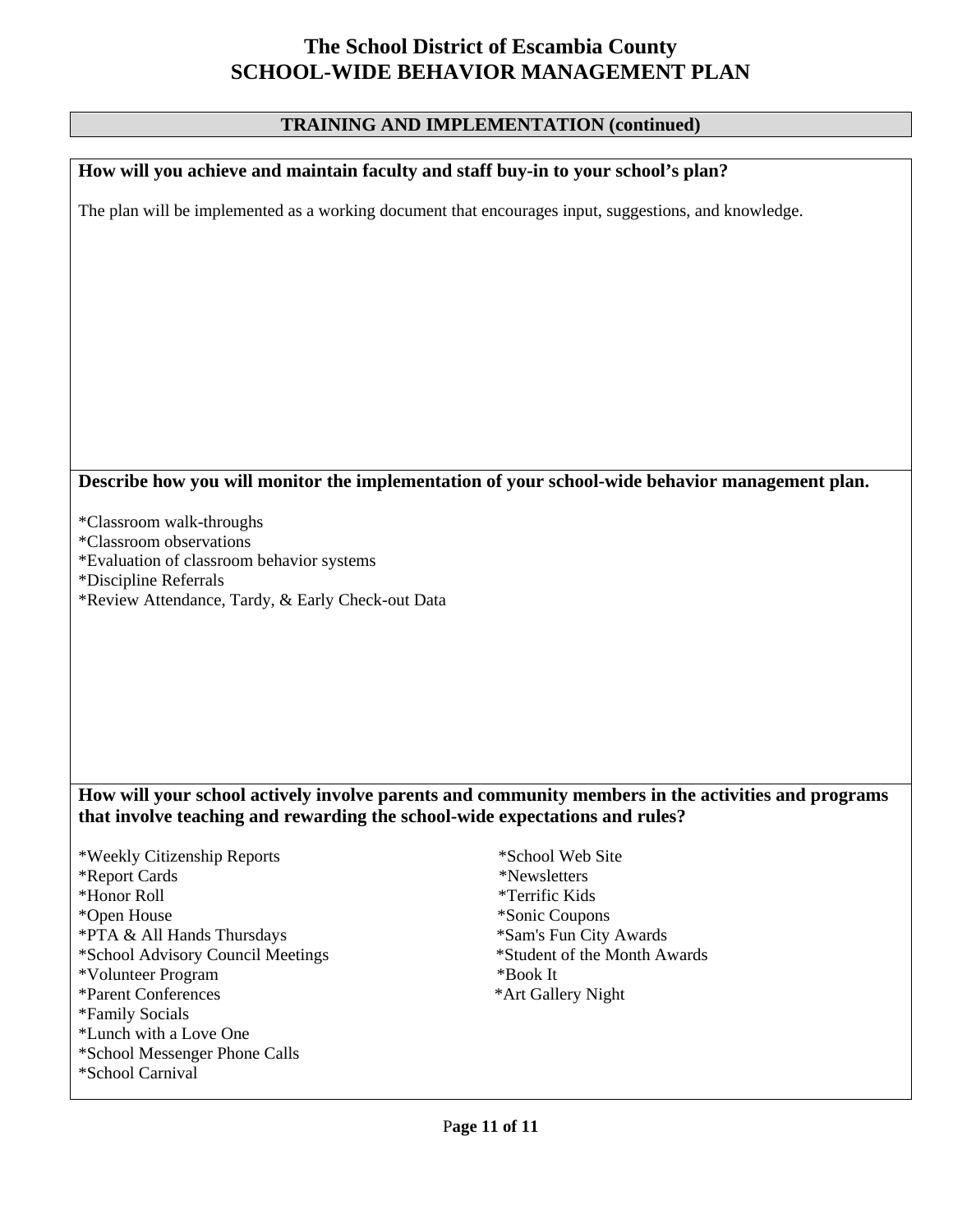# The School District of Escambia County
# SCHOOL-WIDE BEHAVIOR MANAGEMENT PLAN

## TRAINING AND IMPLEMENTATION (continued)

**How will you achieve and maintain faculty and staff buy-in to your school's plan?**

The plan will be implemented as a working document that encourages input, suggestions, and knowledge.

**Describe how you will monitor the implementation of your school-wide behavior management plan.**

*Classroom walk-throughs
*Classroom observations
*Evaluation of classroom behavior systems
*Discipline Referrals
*Review Attendance, Tardy, & Early Check-out Data

**How will your school actively involve parents and community members in the activities and programs that involve teaching and rewarding the school-wide expectations and rules?**

*Weekly Citizenship Reports
*Report Cards
*Honor Roll
*Open House
*PTA & All Hands Thursdays
*School Advisory Council Meetings
*Volunteer Program
*Parent Conferences
*Family Socials
*Lunch with a Love One
*School Messenger Phone Calls
*School Carnival
*School Web Site
*Newsletters
*Terrific Kids
*Sonic Coupons
*Sam's Fun City Awards
*Student of the Month Awards
*Book It
*Art Gallery Night